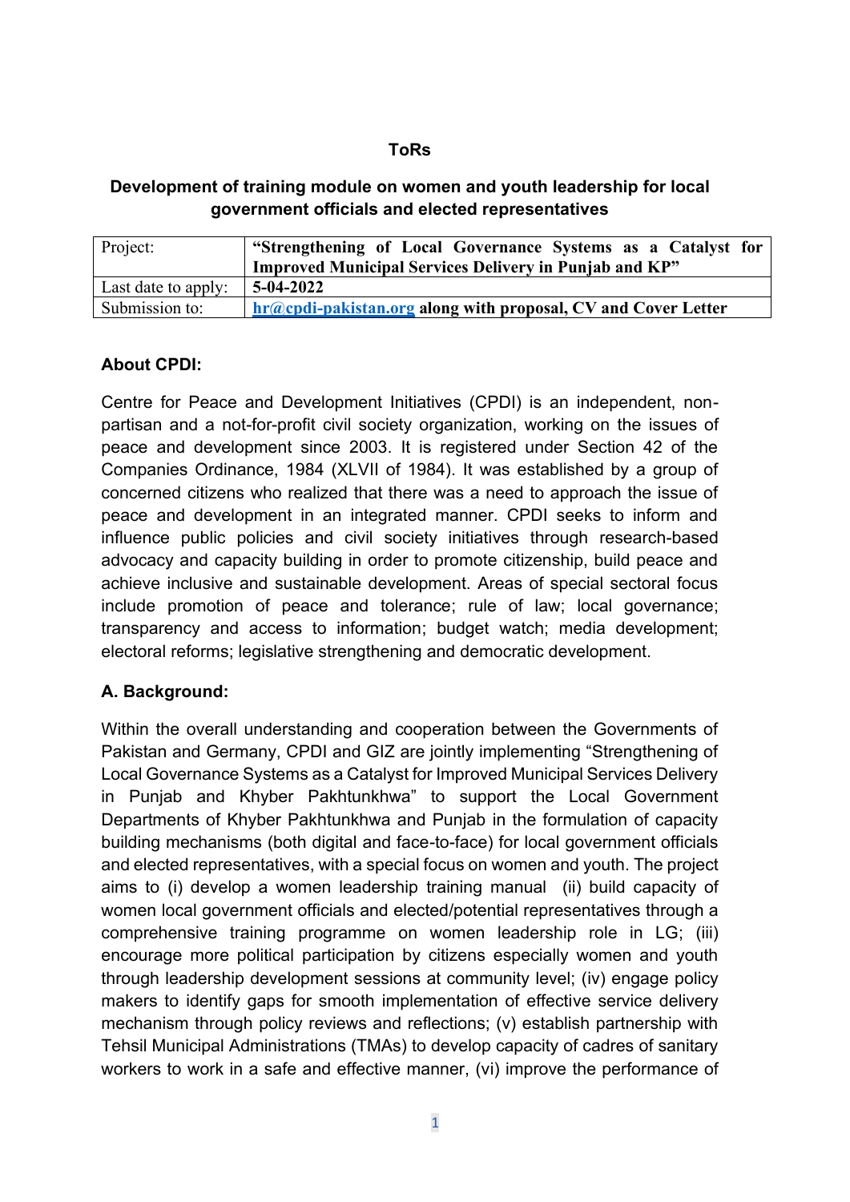**ToRs**

**Development of training module on women and youth leadership for local government officials and elected representatives**

| Project: | **"Strengthening of Local Governance Systems as a Catalyst for Improved Municipal Services Delivery in Punjab and KP"** |
|---|---|
| Last date to apply: | **5-04-2022** |
| Submission to: | **hr@cpdi-pakistan.org along with proposal, CV and Cover Letter** |

### About CPDI:

Centre for Peace and Development Initiatives (CPDI) is an independent, non-partisan and a not-for-profit civil society organization, working on the issues of peace and development since 2003. It is registered under Section 42 of the Companies Ordinance, 1984 (XLVII of 1984). It was established by a group of concerned citizens who realized that there was a need to approach the issue of peace and development in an integrated manner. CPDI seeks to inform and influence public policies and civil society initiatives through research-based advocacy and capacity building in order to promote citizenship, build peace and achieve inclusive and sustainable development. Areas of special sectoral focus include promotion of peace and tolerance; rule of law; local governance; transparency and access to information; budget watch; media development; electoral reforms; legislative strengthening and democratic development.

### A. Background:

Within the overall understanding and cooperation between the Governments of Pakistan and Germany, CPDI and GIZ are jointly implementing "Strengthening of Local Governance Systems as a Catalyst for Improved Municipal Services Delivery in Punjab and Khyber Pakhtunkhwa" to support the Local Government Departments of Khyber Pakhtunkhwa and Punjab in the formulation of capacity building mechanisms (both digital and face-to-face) for local government officials and elected representatives, with a special focus on women and youth. The project aims to (i) develop a women leadership training manual (ii) build capacity of women local government officials and elected/potential representatives through a comprehensive training programme on women leadership role in LG; (iii) encourage more political participation by citizens especially women and youth through leadership development sessions at community level; (iv) engage policy makers to identify gaps for smooth implementation of effective service delivery mechanism through policy reviews and reflections; (v) establish partnership with Tehsil Municipal Administrations (TMAs) to develop capacity of cadres of sanitary workers to work in a safe and effective manner, (vi) improve the performance of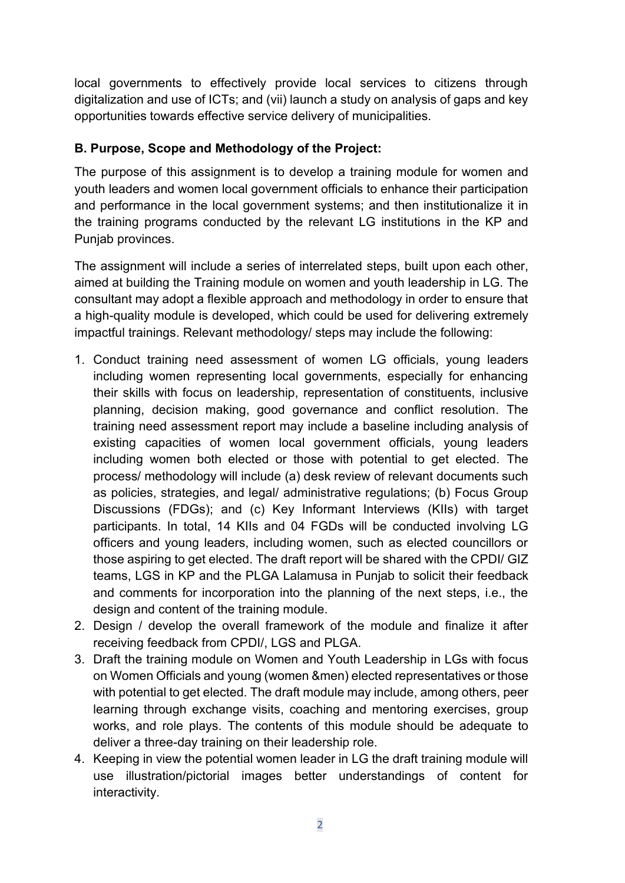local governments to effectively provide local services to citizens through digitalization and use of ICTs; and (vii) launch a study on analysis of gaps and key opportunities towards effective service delivery of municipalities.

**B. Purpose, Scope and Methodology of the Project:**

The purpose of this assignment is to develop a training module for women and youth leaders and women local government officials to enhance their participation and performance in the local government systems; and then institutionalize it in the training programs conducted by the relevant LG institutions in the KP and Punjab provinces.

The assignment will include a series of interrelated steps, built upon each other, aimed at building the Training module on women and youth leadership in LG. The consultant may adopt a flexible approach and methodology in order to ensure that a high-quality module is developed, which could be used for delivering extremely impactful trainings. Relevant methodology/ steps may include the following:

1. Conduct training need assessment of women LG officials, young leaders including women representing local governments, especially for enhancing their skills with focus on leadership, representation of constituents, inclusive planning, decision making, good governance and conflict resolution. The training need assessment report may include a baseline including analysis of existing capacities of women local government officials, young leaders including women both elected or those with potential to get elected. The process/ methodology will include (a) desk review of relevant documents such as policies, strategies, and legal/ administrative regulations; (b) Focus Group Discussions (FDGs); and (c) Key Informant Interviews (KIIs) with target participants. In total, 14 KIIs and 04 FGDs will be conducted involving LG officers and young leaders, including women, such as elected councillors or those aspiring to get elected. The draft report will be shared with the CPDI/ GIZ teams, LGS in KP and the PLGA Lalamusa in Punjab to solicit their feedback and comments for incorporation into the planning of the next steps, i.e., the design and content of the training module.
2. Design / develop the overall framework of the module and finalize it after receiving feedback from CPDI/, LGS and PLGA.
3. Draft the training module on Women and Youth Leadership in LGs with focus on Women Officials and young (women &men) elected representatives or those with potential to get elected. The draft module may include, among others, peer learning through exchange visits, coaching and mentoring exercises, group works, and role plays. The contents of this module should be adequate to deliver a three-day training on their leadership role.
4. Keeping in view the potential women leader in LG the draft training module will use illustration/pictorial images better understandings of content for interactivity.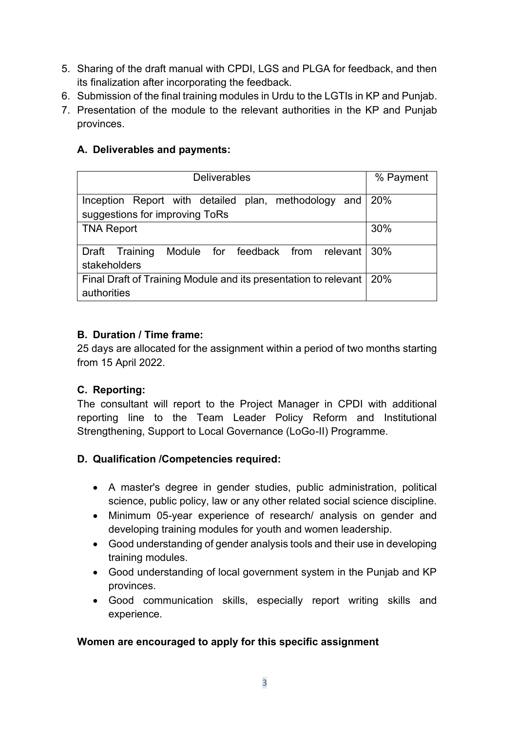5. Sharing of the draft manual with CPDI, LGS and PLGA for feedback, and then its finalization after incorporating the feedback.
6. Submission of the final training modules in Urdu to the LGTIs in KP and Punjab.
7. Presentation of the module to the relevant authorities in the KP and Punjab provinces.

### A. Deliverables and payments:

| Deliverables | % Payment |
|---|---|
| Inception Report with detailed plan, methodology and suggestions for improving ToRs | 20% |
| TNA Report | 30% |
| Draft Training Module for feedback from relevant stakeholders | 30% |
| Final Draft of Training Module and its presentation to relevant authorities | 20% |

### B. Duration / Time frame:

25 days are allocated for the assignment within a period of two months starting from 15 April 2022.

### C. Reporting:

The consultant will report to the Project Manager in CPDI with additional reporting line to the Team Leader Policy Reform and Institutional Strengthening, Support to Local Governance (LoGo-II) Programme.

### D. Qualification /Competencies required:

- A master's degree in gender studies, public administration, political science, public policy, law or any other related social science discipline.
- Minimum 05-year experience of research/ analysis on gender and developing training modules for youth and women leadership.
- Good understanding of gender analysis tools and their use in developing training modules.
- Good understanding of local government system in the Punjab and KP provinces.
- Good communication skills, especially report writing skills and experience.

**Women are encouraged to apply for this specific assignment**